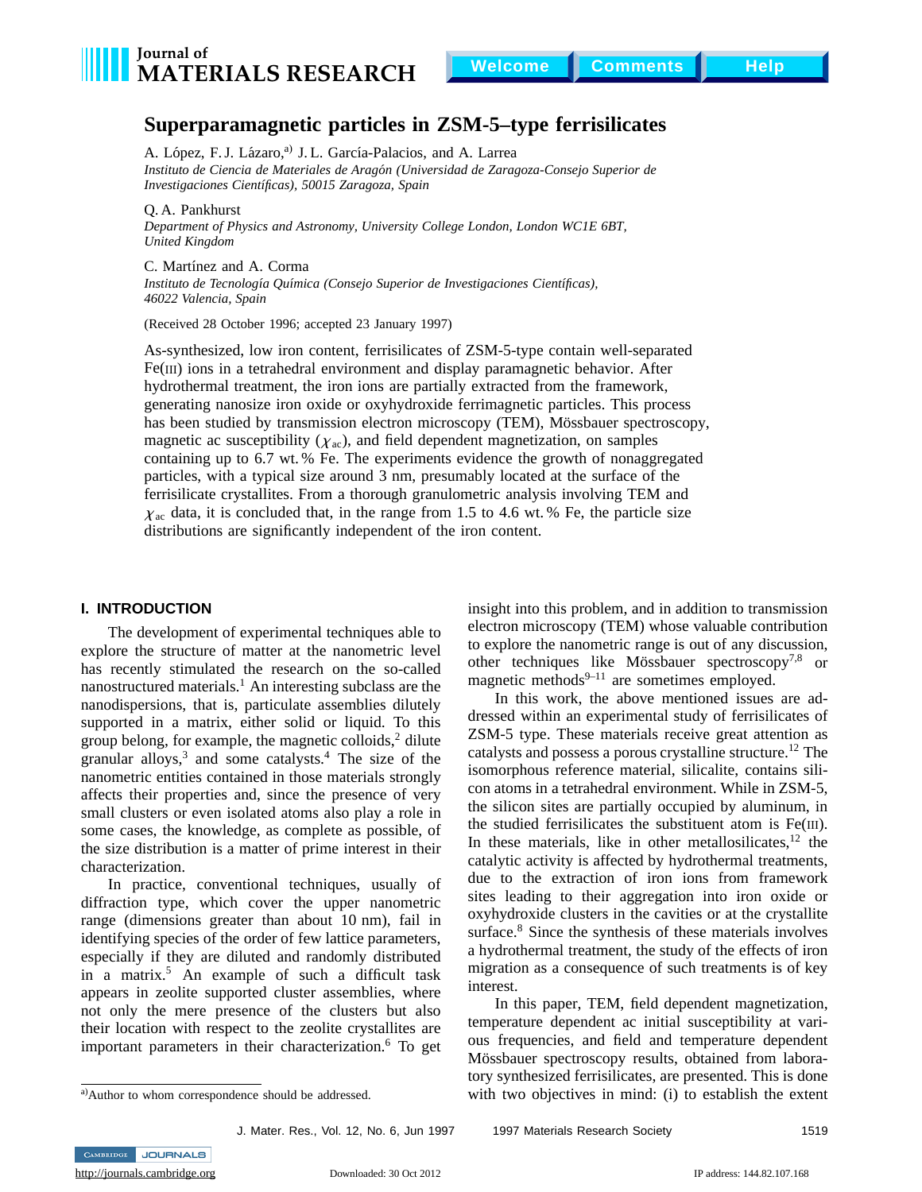# Superparamagnetic particles in ZSM-5–type ferrisilicates

A. López, F. J. Lázaro,[a] J. L. García-Palacios, and A. Larrea
*Instituto de Ciencia de Materiales de Aragón (Universidad de Zaragoza-Consejo Superior de Investigaciones Científicas), 50015 Zaragoza, Spain*

Q. A. Pankhurst
*Department of Physics and Astronomy, University College London, London WC1E 6BT, United Kingdom*

C. Martínez and A. Corma
*Instituto de Tecnología Química (Consejo Superior de Investigaciones Científicas), 46022 Valencia, Spain*

(Received 28 October 1996; accepted 23 January 1997)

As-synthesized, low iron content, ferrisilicates of ZSM-5-type contain well-separated Fe(III) ions in a tetrahedral environment and display paramagnetic behavior. After hydrothermal treatment, the iron ions are partially extracted from the framework, generating nanosize iron oxide or oxyhydroxide ferrimagnetic particles. This process has been studied by transmission electron microscopy (TEM), Mössbauer spectroscopy, magnetic ac susceptibility ($\chi_{ac}$), and field dependent magnetization, on samples containing up to 6.7 wt.% Fe. The experiments evidence the growth of nonaggregated particles, with a typical size around 3 nm, presumably located at the surface of the ferrisilicate crystallites. From a thorough granulometric analysis involving TEM and $\chi_{ac}$ data, it is concluded that, in the range from 1.5 to 4.6 wt.% Fe, the particle size distributions are significantly independent of the iron content.

## I. INTRODUCTION

The development of experimental techniques able to explore the structure of matter at the nanometric level has recently stimulated the research on the so-called nanostructured materials.[1] An interesting subclass are the nanodispersions, that is, particulate assemblies dilutely supported in a matrix, either solid or liquid. To this group belong, for example, the magnetic colloids,[2] dilute granular alloys,[3] and some catalysts.[4] The size of the nanometric entities contained in those materials strongly affects their properties and, since the presence of very small clusters or even isolated atoms also play a role in some cases, the knowledge, as complete as possible, of the size distribution is a matter of prime interest in their characterization.

In practice, conventional techniques, usually of diffraction type, which cover the upper nanometric range (dimensions greater than about 10 nm), fail in identifying species of the order of few lattice parameters, especially if they are diluted and randomly distributed in a matrix.[5] An example of such a difficult task appears in zeolite supported cluster assemblies, where not only the mere presence of the clusters but also their location with respect to the zeolite crystallites are important parameters in their characterization.[6] To get insight into this problem, and in addition to transmission electron microscopy (TEM) whose valuable contribution to explore the nanometric range is out of any discussion, other techniques like Mössbauer spectroscopy[7,8] or magnetic methods[9–11] are sometimes employed.

In this work, the above mentioned issues are addressed within an experimental study of ferrisilicates of ZSM-5 type. These materials receive great attention as catalysts and possess a porous crystalline structure.[12] The isomorphous reference material, silicalite, contains silicon atoms in a tetrahedral environment. While in ZSM-5, the silicon sites are partially occupied by aluminum, in the studied ferrisilicates the substituent atom is Fe(III). In these materials, like in other metallosilicates,[12] the catalytic activity is affected by hydrothermal treatments, due to the extraction of iron ions from framework sites leading to their aggregation into iron oxide or oxyhydroxide clusters in the cavities or at the crystallite surface.[8] Since the synthesis of these materials involves a hydrothermal treatment, the study of the effects of iron migration as a consequence of such treatments is of key interest.

In this paper, TEM, field dependent magnetization, temperature dependent ac initial susceptibility at various frequencies, and field and temperature dependent Mössbauer spectroscopy results, obtained from laboratory synthesized ferrisilicates, are presented. This is done with two objectives in mind: (i) to establish the extent

[a]Author to whom correspondence should be addressed.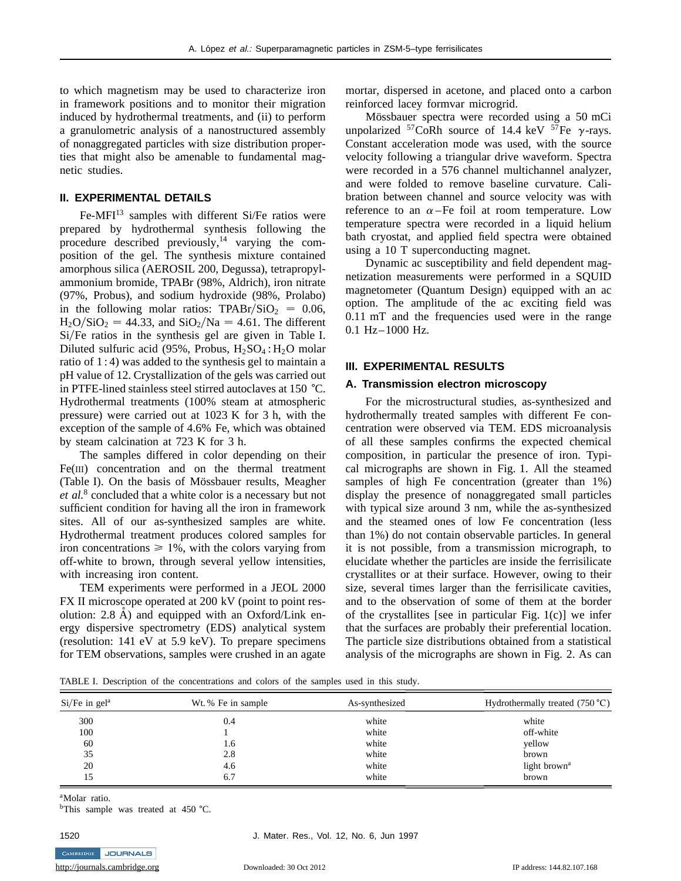to which magnetism may be used to characterize iron in framework positions and to monitor their migration induced by hydrothermal treatments, and (ii) to perform a granulometric analysis of a nanostructured assembly of nonaggregated particles with size distribution properties that might also be amenable to fundamental magnetic studies.

## II. EXPERIMENTAL DETAILS

Fe-MFI[13] samples with different Si/Fe ratios were prepared by hydrothermal synthesis following the procedure described previously,[14] varying the composition of the gel. The synthesis mixture contained amorphous silica (AEROSIL 200, Degussa), tetrapropylammonium bromide, TPABr (98%, Aldrich), iron nitrate (97%, Probus), and sodium hydroxide (98%, Prolabo) in the following molar ratios: $TPABr/SiO_2 = 0.06$, $H_2O/SiO_2 = 44.33$, and $SiO_2/Na = 4.61$. The different Si/Fe ratios in the synthesis gel are given in Table I. Diluted sulfuric acid (95%, Probus, $H_2SO_4:H_2O$ molar ratio of 1 : 4) was added to the synthesis gel to maintain a pH value of 12. Crystallization of the gels was carried out in PTFE-lined stainless steel stirred autoclaves at 150 °C. Hydrothermal treatments (100% steam at atmospheric pressure) were carried out at 1023 K for 3 h, with the exception of the sample of 4.6% Fe, which was obtained by steam calcination at 723 K for 3 h.

The samples differed in color depending on their Fe(III) concentration and on the thermal treatment (Table I). On the basis of Mössbauer results, Meagher *et al.*[8] concluded that a white color is a necessary but not sufficient condition for having all the iron in framework sites. All of our as-synthesized samples are white. Hydrothermal treatment produces colored samples for iron concentrations $\geqslant 1\%$, with the colors varying from off-white to brown, through several yellow intensities, with increasing iron content.

TEM experiments were performed in a JEOL 2000 FX II microscope operated at 200 kV (point to point resolution: 2.8 Å) and equipped with an Oxford/Link energy dispersive spectrometry (EDS) analytical system (resolution: 141 eV at 5.9 keV). To prepare specimens for TEM observations, samples were crushed in an agate mortar, dispersed in acetone, and placed onto a carbon reinforced lacey formvar microgrid.

Mössbauer spectra were recorded using a 50 mCi unpolarized $^{57}$CoRh source of 14.4 keV $^{57}$Fe $\gamma$-rays. Constant acceleration mode was used, with the source velocity following a triangular drive waveform. Spectra were recorded in a 576 channel multichannel analyzer, and were folded to remove baseline curvature. Calibration between channel and source velocity was with reference to an $\alpha$–Fe foil at room temperature. Low temperature spectra were recorded in a liquid helium bath cryostat, and applied field spectra were obtained using a 10 T superconducting magnet.

Dynamic ac susceptibility and field dependent magnetization measurements were performed in a SQUID magnetometer (Quantum Design) equipped with an ac option. The amplitude of the ac exciting field was 0.11 mT and the frequencies used were in the range 0.1 Hz–1000 Hz.

## III. EXPERIMENTAL RESULTS

### A. Transmission electron microscopy

For the microstructural studies, as-synthesized and hydrothermally treated samples with different Fe concentration were observed via TEM. EDS microanalysis of all these samples confirms the expected chemical composition, in particular the presence of iron. Typical micrographs are shown in Fig. 1. All the steamed samples of high Fe concentration (greater than 1%) display the presence of nonaggregated small particles with typical size around 3 nm, while the as-synthesized and the steamed ones of low Fe concentration (less than 1%) do not contain observable particles. In general it is not possible, from a transmission micrograph, to elucidate whether the particles are inside the ferrisilicate crystallites or at their surface. However, owing to their size, several times larger than the ferrisilicate cavities, and to the observation of some of them at the border of the crystallites [see in particular Fig. 1(c)] we infer that the surfaces are probably their preferential location. The particle size distributions obtained from a statistical analysis of the micrographs are shown in Fig. 2. As can

TABLE I. Description of the concentrations and colors of the samples used in this study.

| Si/Fe in gel[a] | Wt.% Fe in sample | As-synthesized | Hydrothermally treated (750 °C) |
|---|---|---|---|
| 300 | 0.4 | white | white |
| 100 | 1 | white | off-white |
| 60 | 1.6 | white | yellow |
| 35 | 2.8 | white | brown |
| 20 | 4.6 | white | light brown[a] |
| 15 | 6.7 | white | brown |

[a]Molar ratio.

[b]This sample was treated at 450 °C.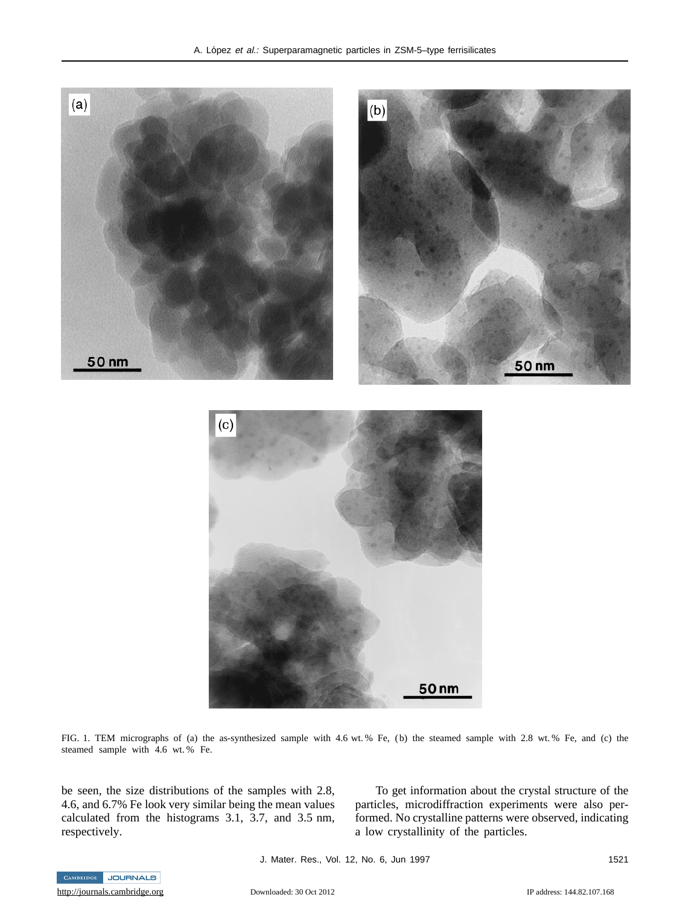FIG. 1. TEM micrographs of (a) the as-synthesized sample with 4.6 wt.% Fe, (b) the steamed sample with 2.8 wt.% Fe, and (c) the steamed sample with 4.6 wt.% Fe.

be seen, the size distributions of the samples with 2.8, 4.6, and 6.7% Fe look very similar being the mean values calculated from the histograms 3.1, 3.7, and 3.5 nm, respectively.

To get information about the crystal structure of the particles, microdiffraction experiments were also performed. No crystalline patterns were observed, indicating a low crystallinity of the particles.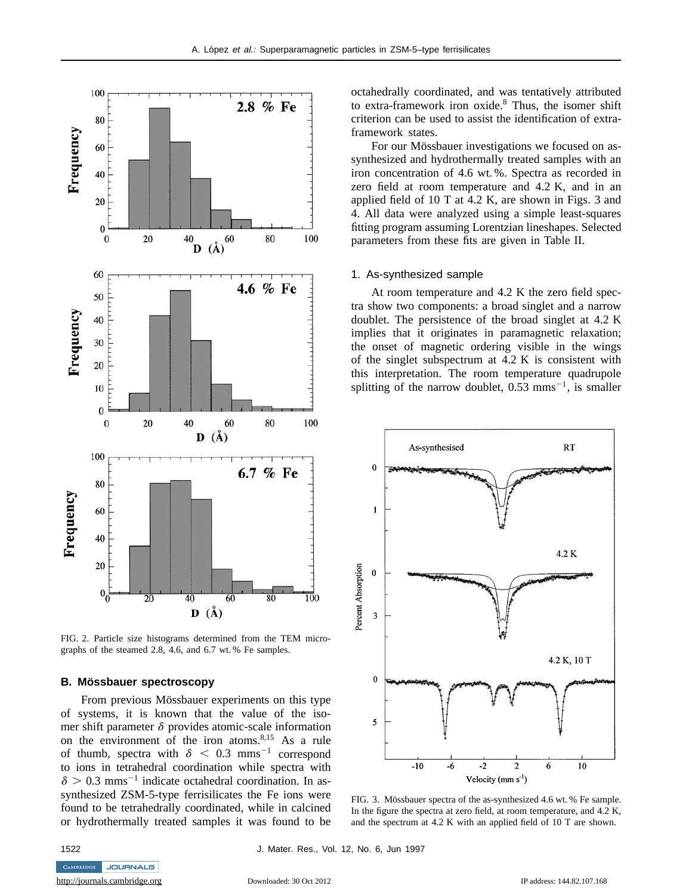FIG. 2. Particle size histograms determined from the TEM micrographs of the steamed 2.8, 4.6, and 6.7 wt.% Fe samples.

## B. Mössbauer spectroscopy

From previous Mössbauer experiments on this type of systems, it is known that the value of the isomer shift parameter $\delta$ provides atomic-scale information on the environment of the iron atoms.[8,15] As a rule of thumb, spectra with $\delta < 0.3$ mms$^{-1}$ correspond to ions in tetrahedral coordination while spectra with $\delta > 0.3$ mms$^{-1}$ indicate octahedral coordination. In as-synthesized ZSM-5-type ferrisilicates the Fe ions were found to be tetrahedrally coordinated, while in calcined or hydrothermally treated samples it was found to be octahedrally coordinated, and was tentatively attributed to extra-framework iron oxide.[8] Thus, the isomer shift criterion can be used to assist the identification of extra-framework states.

For our Mössbauer investigations we focused on as-synthesized and hydrothermally treated samples with an iron concentration of 4.6 wt.%. Spectra as recorded in zero field at room temperature and 4.2 K, and in an applied field of 10 T at 4.2 K, are shown in Figs. 3 and 4. All data were analyzed using a simple least-squares fitting program assuming Lorentzian lineshapes. Selected parameters from these fits are given in Table II.

### 1. As-synthesized sample

At room temperature and 4.2 K the zero field spectra show two components: a broad singlet and a narrow doublet. The persistence of the broad singlet at 4.2 K implies that it originates in paramagnetic relaxation; the onset of magnetic ordering visible in the wings of the singlet subspectrum at 4.2 K is consistent with this interpretation. The room temperature quadrupole splitting of the narrow doublet, 0.53 mms$^{-1}$, is smaller

FIG. 3. Mössbauer spectra of the as-synthesized 4.6 wt.% Fe sample. In the figure the spectra at zero field, at room temperature, and 4.2 K, and the spectrum at 4.2 K with an applied field of 10 T are shown.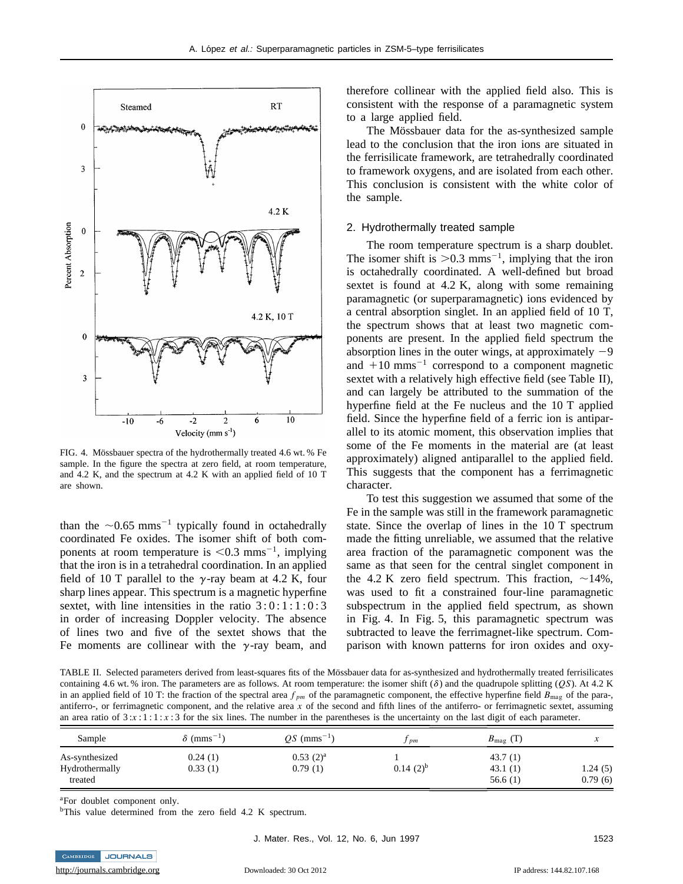FIG. 4. Mössbauer spectra of the hydrothermally treated 4.6 wt. % Fe sample. In the figure the spectra at room temperature, at zero field, and 4.2 K, and the spectrum at 4.2 K with an applied field of 10 T are shown.

than the $\sim$0.65 mms$^{-1}$ typically found in octahedrally coordinated Fe oxides. The isomer shift of both components at room temperature is $<$0.3 mms$^{-1}$, implying that the iron is in a tetrahedral coordination. In an applied field of 10 T parallel to the $\gamma$-ray beam at 4.2 K, four sharp lines appear. This spectrum is a magnetic hyperfine sextet, with line intensities in the ratio $3:0:1:1:0:3$ in order of increasing Doppler velocity. The absence of lines two and five of the sextet shows that the Fe moments are collinear with the $\gamma$-ray beam, and therefore collinear with the applied field also. This is consistent with the response of a paramagnetic system to a large applied field.

The Mössbauer data for the as-synthesized sample lead to the conclusion that the iron ions are situated in the ferrisilicate framework, are tetrahedrally coordinated to framework oxygens, and are isolated from each other. This conclusion is consistent with the white color of the sample.

### 2. Hydrothermally treated sample

The room temperature spectrum is a sharp doublet. The isomer shift is $>$0.3 mms$^{-1}$, implying that the iron is octahedrally coordinated. A well-defined but broad sextet is found at 4.2 K, along with some remaining paramagnetic (or superparamagnetic) ions evidenced by a central absorption singlet. In an applied field of 10 T, the spectrum shows that at least two magnetic components are present. In the applied field spectrum the absorption lines in the outer wings, at approximately $-9$ and $+10$ mms$^{-1}$ correspond to a component magnetic sextet with a relatively high effective field (see Table II), and can largely be attributed to the summation of the hyperfine field at the Fe nucleus and the 10 T applied field. Since the hyperfine field of a ferric ion is antiparallel to its atomic moment, this observation implies that some of the Fe moments in the material are (at least approximately) aligned antiparallel to the applied field. This suggests that the component has a ferrimagnetic character.

To test this suggestion we assumed that some of the Fe in the sample was still in the framework paramagnetic state. Since the overlap of lines in the 10 T spectrum made the fitting unreliable, we assumed that the relative area fraction of the paramagnetic component was the same as that seen for the central singlet component in the 4.2 K zero field spectrum. This fraction, $\sim$14%, was used to fit a constrained four-line paramagnetic subspectrum in the applied field spectrum, as shown in Fig. 4. In Fig. 5, this paramagnetic spectrum was subtracted to leave the ferrimagnet-like spectrum. Comparison with known patterns for iron oxides and oxy-

TABLE II. Selected parameters derived from least-squares fits of the Mössbauer data for as-synthesized and hydrothermally treated ferrisilicates containing 4.6 wt. % iron. The parameters are as follows. At room temperature: the isomer shift ($\delta$) and the quadrupole splitting ($QS$). At 4.2 K in an applied field of 10 T: the fraction of the spectral area $f_{pm}$ of the paramagnetic component, the effective hyperfine field $B_{\text{mag}}$ of the para-, antiferro-, or ferrimagnetic component, and the relative area $x$ of the second and fifth lines of the antiferro- or ferrimagnetic sextet, assuming an area ratio of $3:x:1:1:x:3$ for the six lines. The number in the parentheses is the uncertainty on the last digit of each parameter.

| Sample | $\delta$ (mms$^{-1}$) | $QS$ (mms$^{-1}$) | $f_{pm}$ | $B_{\text{mag}}$ (T) | $x$ |
|---|---|---|---|---|---|
| As-synthesized | 0.24 (1) | 0.53 (2)[a] | 1 | 43.7 (1) | |
| Hydrothermally treated | 0.33 (1) | 0.79 (1) | 0.14 (2)[b] | 43.1 (1) | 1.24 (5) |
| | | | | 56.6 (1) | 0.79 (6) |

[a]For doublet component only.

[b]This value determined from the zero field 4.2 K spectrum.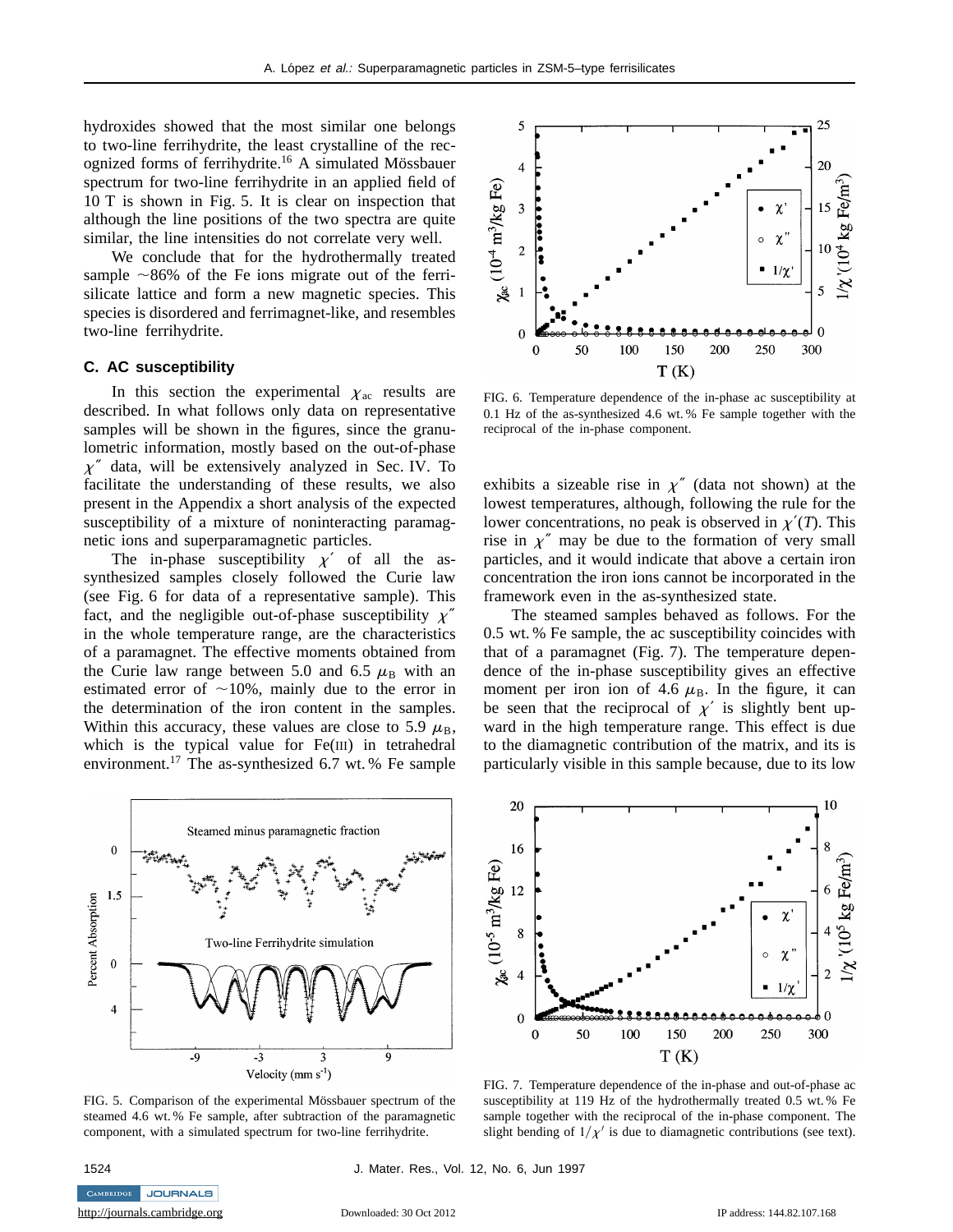hydroxides showed that the most similar one belongs to two-line ferrihydrite, the least crystalline of the recognized forms of ferrihydrite.[16] A simulated Mössbauer spectrum for two-line ferrihydrite in an applied field of 10 T is shown in Fig. 5. It is clear on inspection that although the line positions of the two spectra are quite similar, the line intensities do not correlate very well.

We conclude that for the hydrothermally treated sample ~86% of the Fe ions migrate out of the ferrisilicate lattice and form a new magnetic species. This species is disordered and ferrimagnet-like, and resembles two-line ferrihydrite.

### C. AC susceptibility

In this section the experimental $\chi_{ac}$ results are described. In what follows only data on representative samples will be shown in the figures, since the granulometric information, mostly based on the out-of-phase $\chi''$ data, will be extensively analyzed in Sec. IV. To facilitate the understanding of these results, we also present in the Appendix a short analysis of the expected susceptibility of a mixture of noninteracting paramagnetic ions and superparamagnetic particles.

The in-phase susceptibility $\chi'$ of all the as-synthesized samples closely followed the Curie law (see Fig. 6 for data of a representative sample). This fact, and the negligible out-of-phase susceptibility $\chi''$ in the whole temperature range, are the characteristics of a paramagnet. The effective moments obtained from the Curie law range between 5.0 and 6.5 $\mu_B$ with an estimated error of ~10%, mainly due to the error in the determination of the iron content in the samples. Within this accuracy, these values are close to 5.9 $\mu_B$, which is the typical value for Fe(III) in tetrahedral environment.[17] The as-synthesized 6.7 wt.% Fe sample exhibits a sizeable rise in $\chi''$ (data not shown) at the lowest temperatures, although, following the rule for the lower concentrations, no peak is observed in $\chi'(T)$. This rise in $\chi''$ may be due to the formation of very small particles, and it would indicate that above a certain iron concentration the iron ions cannot be incorporated in the framework even in the as-synthesized state.

FIG. 6. Temperature dependence of the in-phase ac susceptibility at 0.1 Hz of the as-synthesized 4.6 wt.% Fe sample together with the reciprocal of the in-phase component.

The steamed samples behaved as follows. For the 0.5 wt.% Fe sample, the ac susceptibility coincides with that of a paramagnet (Fig. 7). The temperature dependence of the in-phase susceptibility gives an effective moment per iron ion of 4.6 $\mu_B$. In the figure, it can be seen that the reciprocal of $\chi'$ is slightly bent upward in the high temperature range. This effect is due to the diamagnetic contribution of the matrix, and its is particularly visible in this sample because, due to its low

FIG. 5. Comparison of the experimental Mössbauer spectrum of the steamed 4.6 wt.% Fe sample, after subtraction of the paramagnetic component, with a simulated spectrum for two-line ferrihydrite.

FIG. 7. Temperature dependence of the in-phase and out-of-phase ac susceptibility at 119 Hz of the hydrothermally treated 0.5 wt.% Fe sample together with the reciprocal of the in-phase component. The slight bending of $1/\chi'$ is due to diamagnetic contributions (see text).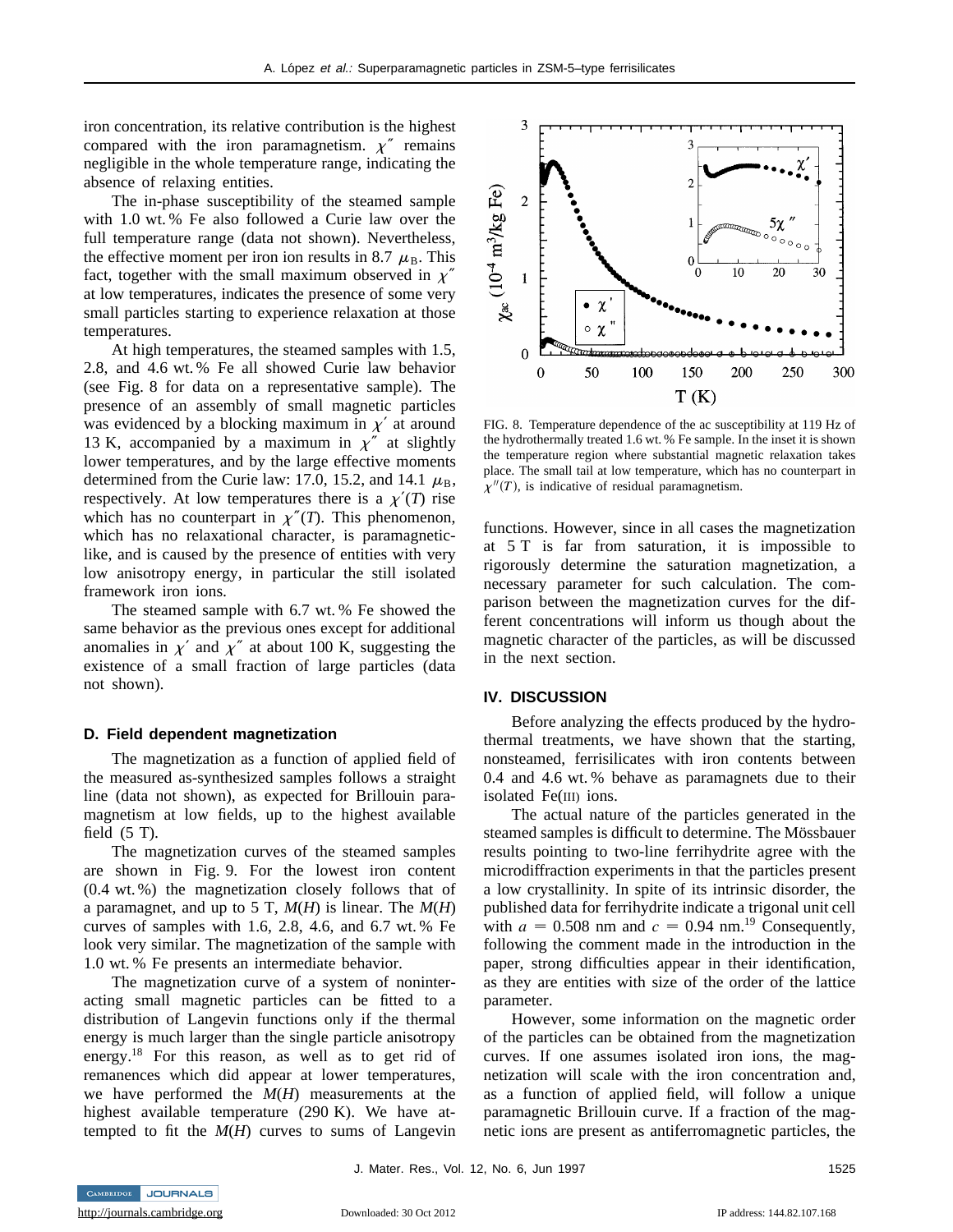iron concentration, its relative contribution is the highest compared with the iron paramagnetism. $\chi''$ remains negligible in the whole temperature range, indicating the absence of relaxing entities.

The in-phase susceptibility of the steamed sample with 1.0 wt.% Fe also followed a Curie law over the full temperature range (data not shown). Nevertheless, the effective moment per iron ion results in 8.7 $\mu_B$. This fact, together with the small maximum observed in $\chi''$ at low temperatures, indicates the presence of some very small particles starting to experience relaxation at those temperatures.

At high temperatures, the steamed samples with 1.5, 2.8, and 4.6 wt.% Fe all showed Curie law behavior (see Fig. 8 for data on a representative sample). The presence of an assembly of small magnetic particles was evidenced by a blocking maximum in $\chi'$ at around 13 K, accompanied by a maximum in $\chi''$ at slightly lower temperatures, and by the large effective moments determined from the Curie law: 17.0, 15.2, and 14.1 $\mu_B$, respectively. At low temperatures there is a $\chi'(T)$ rise which has no counterpart in $\chi''(T)$. This phenomenon, which has no relaxational character, is paramagnetic-like, and is caused by the presence of entities with very low anisotropy energy, in particular the still isolated framework iron ions.

The steamed sample with 6.7 wt.% Fe showed the same behavior as the previous ones except for additional anomalies in $\chi'$ and $\chi''$ at about 100 K, suggesting the existence of a small fraction of large particles (data not shown).

### D. Field dependent magnetization

The magnetization as a function of applied field of the measured as-synthesized samples follows a straight line (data not shown), as expected for Brillouin paramagnetism at low fields, up to the highest available field (5 T).

The magnetization curves of the steamed samples are shown in Fig. 9. For the lowest iron content (0.4 wt.%) the magnetization closely follows that of a paramagnet, and up to 5 T, $M(H)$ is linear. The $M(H)$ curves of samples with 1.6, 2.8, 4.6, and 6.7 wt.% Fe look very similar. The magnetization of the sample with 1.0 wt.% Fe presents an intermediate behavior.

The magnetization curve of a system of noninteracting small magnetic particles can be fitted to a distribution of Langevin functions only if the thermal energy is much larger than the single particle anisotropy energy.[18] For this reason, as well as to get rid of remanences which did appear at lower temperatures, we have performed the $M(H)$ measurements at the highest available temperature (290 K). We have attempted to fit the $M(H)$ curves to sums of Langevin functions. However, since in all cases the magnetization at 5 T is far from saturation, it is impossible to rigorously determine the saturation magnetization, a necessary parameter for such calculation. The comparison between the magnetization curves for the different concentrations will inform us though about the magnetic character of the particles, as will be discussed in the next section.

FIG. 8. Temperature dependence of the ac susceptibility at 119 Hz of the hydrothermally treated 1.6 wt.% Fe sample. In the inset it is shown the temperature region where substantial magnetic relaxation takes place. The small tail at low temperature, which has no counterpart in $\chi''(T)$, is indicative of residual paramagnetism.

## IV. DISCUSSION

Before analyzing the effects produced by the hydrothermal treatments, we have shown that the starting, nonsteamed, ferrisilicates with iron contents between 0.4 and 4.6 wt.% behave as paramagnets due to their isolated Fe(III) ions.

The actual nature of the particles generated in the steamed samples is difficult to determine. The Mössbauer results pointing to two-line ferrihydrite agree with the microdiffraction experiments in that the particles present a low crystallinity. In spite of its intrinsic disorder, the published data for ferrihydrite indicate a trigonal unit cell with $a = 0.508$ nm and $c = 0.94$ nm.[19] Consequently, following the comment made in the introduction in the paper, strong difficulties appear in their identification, as they are entities with size of the order of the lattice parameter.

However, some information on the magnetic order of the particles can be obtained from the magnetization curves. If one assumes isolated iron ions, the magnetization will scale with the iron concentration and, as a function of applied field, will follow a unique paramagnetic Brillouin curve. If a fraction of the magnetic ions are present as antiferromagnetic particles, the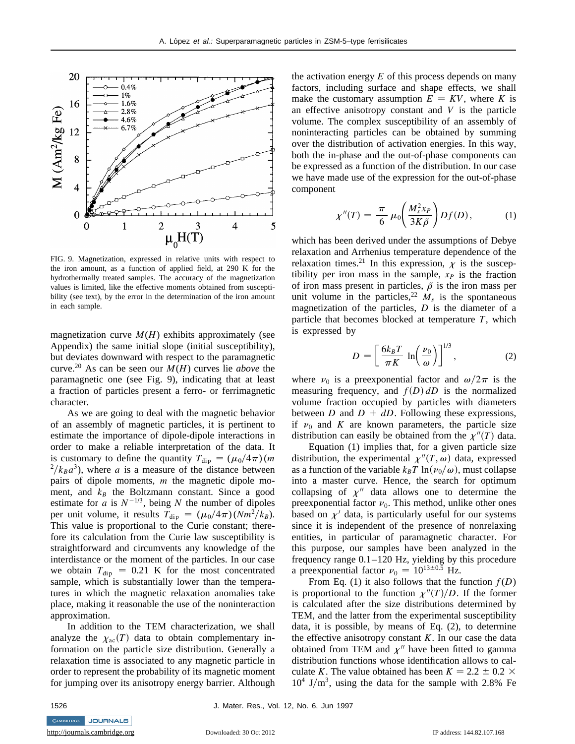FIG. 9. Magnetization, expressed in relative units with respect to the iron amount, as a function of applied field, at 290 K for the hydrothermally treated samples. The accuracy of the magnetization values is limited, like the effective moments obtained from susceptibility (see text), by the error in the determination of the iron amount in each sample.

magnetization curve $M(H)$ exhibits approximately (see Appendix) the same initial slope (initial susceptibility), but deviates downward with respect to the paramagnetic curve.[20] As can be seen our $M(H)$ curves lie *above* the paramagnetic one (see Fig. 9), indicating that at least a fraction of particles present a ferro- or ferrimagnetic character.

As we are going to deal with the magnetic behavior of an assembly of magnetic particles, it is pertinent to estimate the importance of dipole-dipole interactions in order to make a reliable interpretation of the data. It is customary to define the quantity $T_{\rm dip} = (\mu_0/4\pi)(m^2/k_B a^3)$, where $a$ is a measure of the distance between pairs of dipole moments, $m$ the magnetic dipole moment, and $k_B$ the Boltzmann constant. Since a good estimate for $a$ is $N^{-1/3}$, being $N$ the number of dipoles per unit volume, it results $T_{\rm dip} = (\mu_0/4\pi)(Nm^2/k_B)$. This value is proportional to the Curie constant; therefore its calculation from the Curie law susceptibility is straightforward and circumvents any knowledge of the interdistance or the moment of the particles. In our case we obtain $T_{\rm dip} = 0.21$ K for the most concentrated sample, which is substantially lower than the temperatures in which the magnetic relaxation anomalies take place, making it reasonable the use of the noninteraction approximation.

In addition to the TEM characterization, we shall analyze the $\chi_{\rm ac}(T)$ data to obtain complementary information on the particle size distribution. Generally a relaxation time is associated to any magnetic particle in order to represent the probability of its magnetic moment for jumping over its anisotropy energy barrier. Although the activation energy $E$ of this process depends on many factors, including surface and shape effects, we shall make the customary assumption $E = KV$, where $K$ is an effective anisotropy constant and $V$ is the particle volume. The complex susceptibility of an assembly of noninteracting particles can be obtained by summing over the distribution of activation energies. In this way, both the in-phase and the out-of-phase components can be expressed as a function of the distribution. In our case we have made use of the expression for the out-of-phase component

$$\chi''(T) = \frac{\pi}{6}\,\mu_0\left(\frac{M_s^2 x_P}{3K\tilde{\rho}}\right) D f(D)\,, \tag{1}$$

which has been derived under the assumptions of Debye relaxation and Arrhenius temperature dependence of the relaxation times.[21] In this expression, $\chi$ is the susceptibility per iron mass in the sample, $x_P$ is the fraction of iron mass present in particles, $\tilde{\rho}$ is the iron mass per unit volume in the particles,[22] $M_s$ is the spontaneous magnetization of the particles, $D$ is the diameter of a particle that becomes blocked at temperature $T$, which is expressed by

$$D = \left[\frac{6k_B T}{\pi K}\,\ln\left(\frac{\nu_0}{\omega}\right)\right]^{1/3}, \tag{2}$$

where $\nu_0$ is a preexponential factor and $\omega/2\pi$ is the measuring frequency, and $f(D)\,dD$ is the normalized volume fraction occupied by particles with diameters between $D$ and $D + dD$. Following these expressions, if $\nu_0$ and $K$ are known parameters, the particle size distribution can easily be obtained from the $\chi''(T)$ data.

Equation (1) implies that, for a given particle size distribution, the experimental $\chi''(T, \omega)$ data, expressed as a function of the variable $k_B T\,\ln(\nu_0/\omega)$, must collapse into a master curve. Hence, the search for optimum collapsing of $\chi''$ data allows one to determine the preexponential factor $\nu_0$. This method, unlike other ones based on $\chi'$ data, is particularly useful for our systems since it is independent of the presence of nonrelaxing entities, in particular of paramagnetic character. For this purpose, our samples have been analyzed in the frequency range 0.1–120 Hz, yielding by this procedure a preexponential factor $\nu_0 = 10^{13\pm0.5}$ Hz.

From Eq. (1) it also follows that the function $f(D)$ is proportional to the function $\chi''(T)/D$. If the former is calculated after the size distributions determined by TEM, and the latter from the experimental susceptibility data, it is possible, by means of Eq. (2), to determine the effective anisotropy constant $K$. In our case the data obtained from TEM and $\chi''$ have been fitted to gamma distribution functions whose identification allows to calculate $K$. The value obtained has been $K = 2.2 \pm 0.2 \times 10^4$ J/m$^3$, using the data for the sample with 2.8% Fe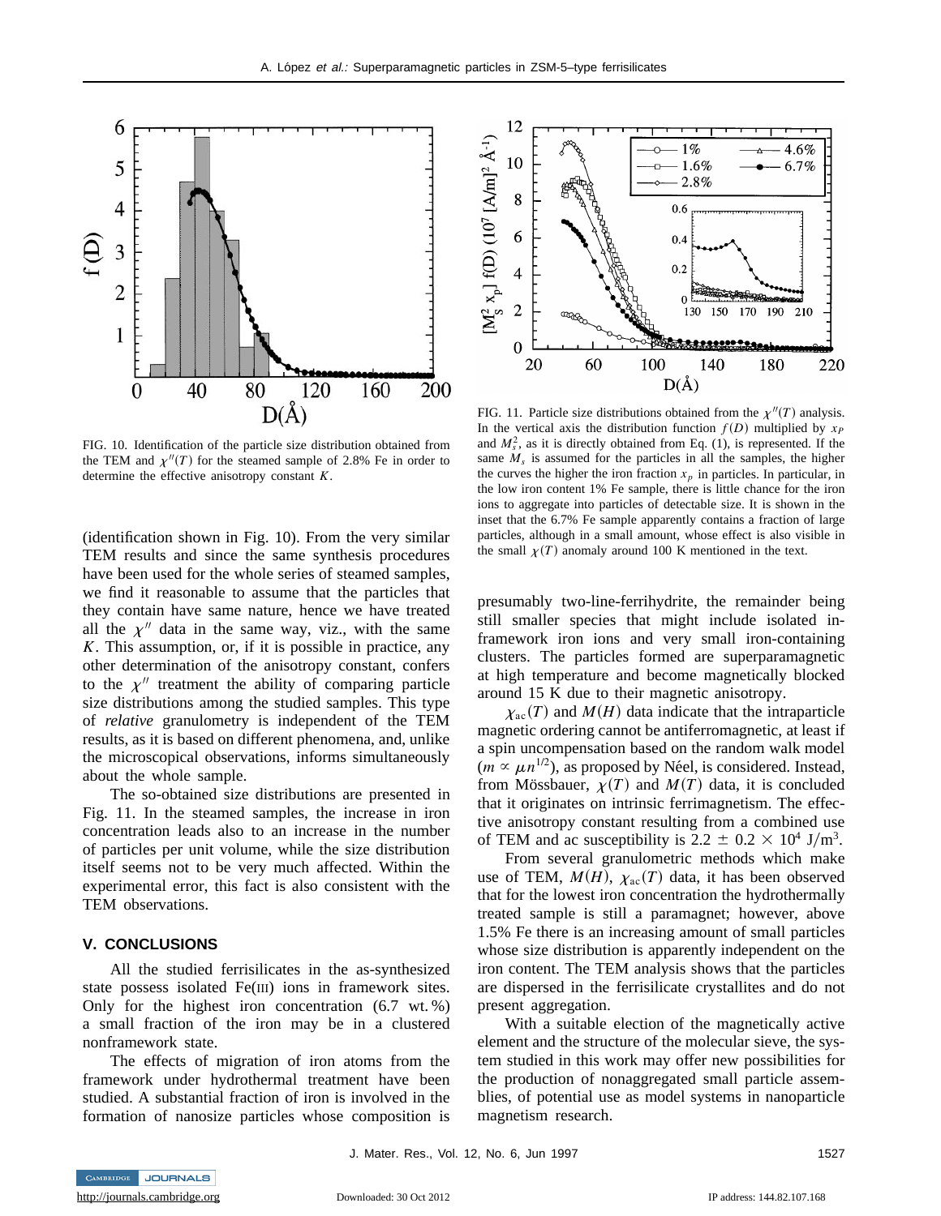FIG. 10. Identification of the particle size distribution obtained from the TEM and $\chi''(T)$ for the steamed sample of 2.8% Fe in order to determine the effective anisotropy constant $K$.

FIG. 11. Particle size distributions obtained from the $\chi''(T)$ analysis. In the vertical axis the distribution function $f(D)$ multiplied by $x_P$ and $M_s^2$, as it is directly obtained from Eq. (1), is represented. If the same $M_s$ is assumed for the particles in all the samples, the higher the curves the higher the iron fraction $x_p$ in particles. In particular, in the low iron content 1% Fe sample, there is little chance for the iron ions to aggregate into particles of detectable size. It is shown in the inset that the 6.7% Fe sample apparently contains a fraction of large particles, although in a small amount, whose effect is also visible in the small $\chi(T)$ anomaly around 100 K mentioned in the text.

(identification shown in Fig. 10). From the very similar TEM results and since the same synthesis procedures have been used for the whole series of steamed samples, we find it reasonable to assume that the particles that they contain have same nature, hence we have treated all the $\chi''$ data in the same way, viz., with the same $K$. This assumption, or, if it is possible in practice, any other determination of the anisotropy constant, confers to the $\chi''$ treatment the ability of comparing particle size distributions among the studied samples. This type of *relative* granulometry is independent of the TEM results, as it is based on different phenomena, and, unlike the microscopical observations, informs simultaneously about the whole sample.

The so-obtained size distributions are presented in Fig. 11. In the steamed samples, the increase in iron concentration leads also to an increase in the number of particles per unit volume, while the size distribution itself seems not to be very much affected. Within the experimental error, this fact is also consistent with the TEM observations.

## V. CONCLUSIONS

All the studied ferrisilicates in the as-synthesized state possess isolated Fe(III) ions in framework sites. Only for the highest iron concentration (6.7 wt.%) a small fraction of the iron may be in a clustered nonframework state.

The effects of migration of iron atoms from the framework under hydrothermal treatment have been studied. A substantial fraction of iron is involved in the formation of nanosize particles whose composition is presumably two-line-ferrihydrite, the remainder being still smaller species that might include isolated in-framework iron ions and very small iron-containing clusters. The particles formed are superparamagnetic at high temperature and become magnetically blocked around 15 K due to their magnetic anisotropy.

$\chi_{\rm ac}(T)$ and $M(H)$ data indicate that the intraparticle magnetic ordering cannot be antiferromagnetic, at least if a spin uncompensation based on the random walk model ($m \propto \mu n^{1/2}$), as proposed by Néel, is considered. Instead, from Mössbauer, $\chi(T)$ and $M(T)$ data, it is concluded that it originates on intrinsic ferrimagnetism. The effective anisotropy constant resulting from a combined use of TEM and ac susceptibility is $2.2 \pm 0.2 \times 10^4$ J/m$^3$.

From several granulometric methods which make use of TEM, $M(H)$, $\chi_{\rm ac}(T)$ data, it has been observed that for the lowest iron concentration the hydrothermally treated sample is still a paramagnet; however, above 1.5% Fe there is an increasing amount of small particles whose size distribution is apparently independent on the iron content. The TEM analysis shows that the particles are dispersed in the ferrisilicate crystallites and do not present aggregation.

With a suitable election of the magnetically active element and the structure of the molecular sieve, the system studied in this work may offer new possibilities for the production of nonaggregated small particle assemblies, of potential use as model systems in nanoparticle magnetism research.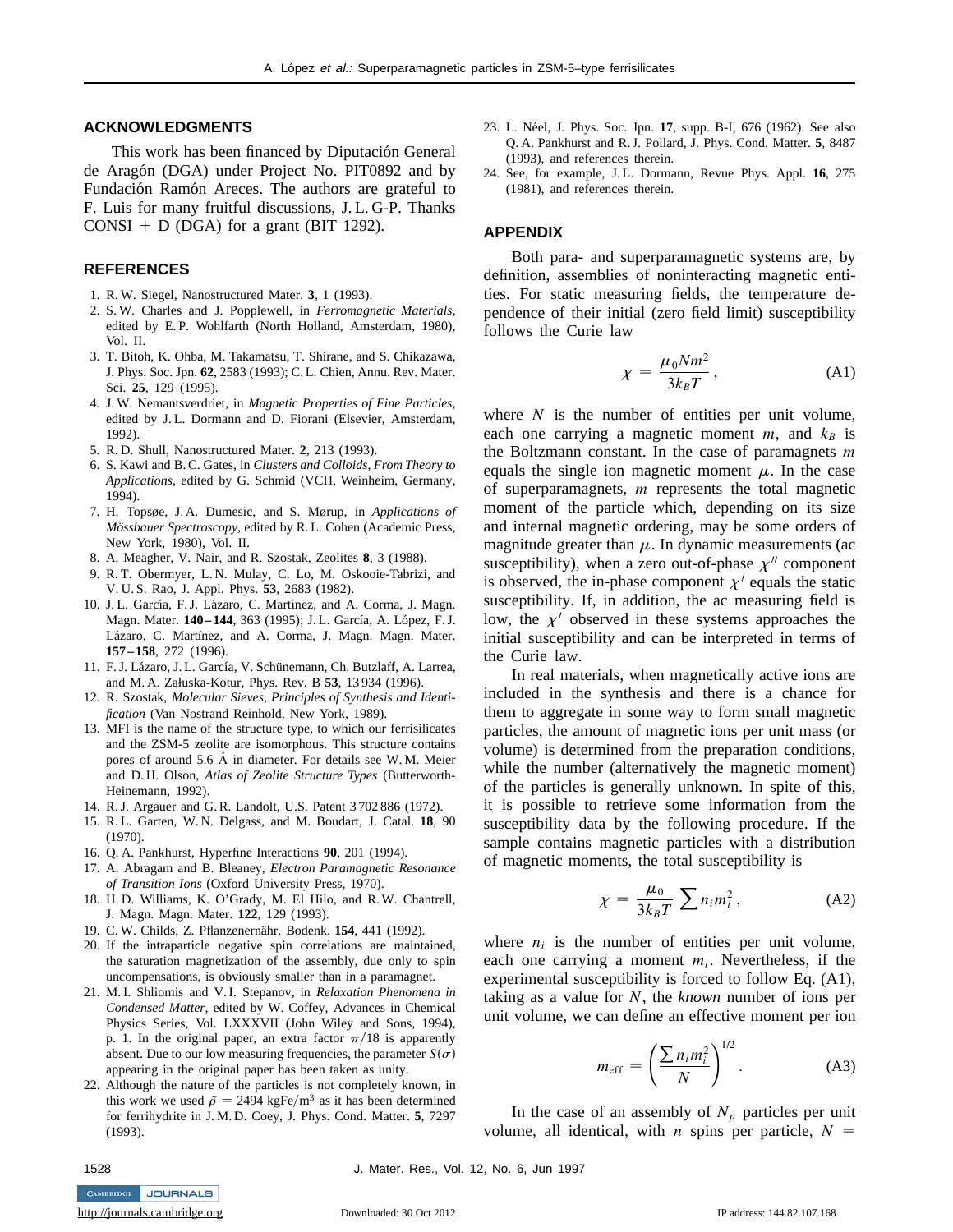## ACKNOWLEDGMENTS

This work has been financed by Diputación General de Aragón (DGA) under Project No. PIT0892 and by Fundación Ramón Areces. The authors are grateful to F. Luis for many fruitful discussions, J. L. G-P. Thanks CONSI + D (DGA) for a grant (BIT 1292).

## REFERENCES

1. R. W. Siegel, Nanostructured Mater. **3**, 1 (1993).
2. S. W. Charles and J. Popplewell, in *Ferromagnetic Materials,* edited by E. P. Wohlfarth (North Holland, Amsterdam, 1980), Vol. II.
3. T. Bitoh, K. Ohba, M. Takamatsu, T. Shirane, and S. Chikazawa, J. Phys. Soc. Jpn. **62**, 2583 (1993); C. L. Chien, Annu. Rev. Mater. Sci. **25**, 129 (1995).
4. J. W. Nemantsverdriet, in *Magnetic Properties of Fine Particles,* edited by J. L. Dormann and D. Fiorani (Elsevier, Amsterdam, 1992).
5. R. D. Shull, Nanostructured Mater. **2**, 213 (1993).
6. S. Kawi and B. C. Gates, in *Clusters and Colloids, From Theory to Applications,* edited by G. Schmid (VCH, Weinheim, Germany, 1994).
7. H. Topsøe, J. A. Dumesic, and S. Mørup, in *Applications of Mössbauer Spectroscopy,* edited by R. L. Cohen (Academic Press, New York, 1980), Vol. II.
8. A. Meagher, V. Nair, and R. Szostak, Zeolites **8**, 3 (1988).
9. R. T. Obermyer, L. N. Mulay, C. Lo, M. Oskooie-Tabrizi, and V. U. S. Rao, J. Appl. Phys. **53**, 2683 (1982).
10. J. L. García, F. J. Lázaro, C. Martínez, and A. Corma, J. Magn. Magn. Mater. **140–144**, 363 (1995); J. L. García, A. López, F. J. Lázaro, C. Martínez, and A. Corma, J. Magn. Magn. Mater. **157–158**, 272 (1996).
11. F. J. Lázaro, J. L. García, V. Schünemann, Ch. Butzlaff, A. Larrea, and M. A. Załuska-Kotur, Phys. Rev. B **53**, 13 934 (1996).
12. R. Szostak, *Molecular Sieves, Principles of Synthesis and Identification* (Van Nostrand Reinhold, New York, 1989).
13. MFI is the name of the structure type, to which our ferrisilicates and the ZSM-5 zeolite are isomorphous. This structure contains pores of around 5.6 Å in diameter. For details see W. M. Meier and D. H. Olson, *Atlas of Zeolite Structure Types* (Butterworth-Heinemann, 1992).
14. R. J. Argauer and G. R. Landolt, U.S. Patent 3 702 886 (1972).
15. R. L. Garten, W. N. Delgass, and M. Boudart, J. Catal. **18**, 90 (1970).
16. Q. A. Pankhurst, Hyperfine Interactions **90**, 201 (1994).
17. A. Abragam and B. Bleaney, *Electron Paramagnetic Resonance of Transition Ions* (Oxford University Press, 1970).
18. H. D. Williams, K. O'Grady, M. El Hilo, and R. W. Chantrell, J. Magn. Magn. Mater. **122**, 129 (1993).
19. C. W. Childs, Z. Pflanzenernähr. Bodenk. **154**, 441 (1992).
20. If the intraparticle negative spin correlations are maintained, the saturation magnetization of the assembly, due only to spin uncompensations, is obviously smaller than in a paramagnet.
21. M. I. Shliomis and V. I. Stepanov, in *Relaxation Phenomena in Condensed Matter,* edited by W. Coffey, Advances in Chemical Physics Series, Vol. LXXXVII (John Wiley and Sons, 1994), p. 1. In the original paper, an extra factor $\pi/18$ is apparently absent. Due to our low measuring frequencies, the parameter $S(\sigma)$ appearing in the original paper has been taken as unity.
22. Although the nature of the particles is not completely known, in this work we used $\bar{\rho} = 2494$ kgFe/m$^3$ as it has been determined for ferrihydrite in J. M. D. Coey, J. Phys. Cond. Matter. **5**, 7297 (1993).
23. L. Néel, J. Phys. Soc. Jpn. **17**, supp. B-I, 676 (1962). See also Q. A. Pankhurst and R. J. Pollard, J. Phys. Cond. Matter. **5**, 8487 (1993), and references therein.
24. See, for example, J. L. Dormann, Revue Phys. Appl. **16**, 275 (1981), and references therein.

## APPENDIX

Both para- and superparamagnetic systems are, by definition, assemblies of noninteracting magnetic entities. For static measuring fields, the temperature dependence of their initial (zero field limit) susceptibility follows the Curie law

$$\chi = \frac{\mu_0 N m^2}{3k_B T}, \tag{A1}$$

where $N$ is the number of entities per unit volume, each one carrying a magnetic moment $m$, and $k_B$ is the Boltzmann constant. In the case of paramagnets $m$ equals the single ion magnetic moment $\mu$. In the case of superparamagnets, $m$ represents the total magnetic moment of the particle which, depending on its size and internal magnetic ordering, may be some orders of magnitude greater than $\mu$. In dynamic measurements (ac susceptibility), when a zero out-of-phase $\chi''$ component is observed, the in-phase component $\chi'$ equals the static susceptibility. If, in addition, the ac measuring field is low, the $\chi'$ observed in these systems approaches the initial susceptibility and can be interpreted in terms of the Curie law.

In real materials, when magnetically active ions are included in the synthesis and there is a chance for them to aggregate in some way to form small magnetic particles, the amount of magnetic ions per unit mass (or volume) is determined from the preparation conditions, while the number (alternatively the magnetic moment) of the particles is generally unknown. In spite of this, it is possible to retrieve some information from the susceptibility data by the following procedure. If the sample contains magnetic particles with a distribution of magnetic moments, the total susceptibility is

$$\chi = \frac{\mu_0}{3k_B T} \sum n_i m_i^2, \tag{A2}$$

where $n_i$ is the number of entities per unit volume, each one carrying a moment $m_i$. Nevertheless, if the experimental susceptibility is forced to follow Eq. (A1), taking as a value for $N$, the *known* number of ions per unit volume, we can define an effective moment per ion

$$m_{\text{eff}} = \left( \frac{\sum n_i m_i^2}{N} \right)^{1/2}. \tag{A3}$$

In the case of an assembly of $N_p$ particles per unit volume, all identical, with $n$ spins per particle, $N =$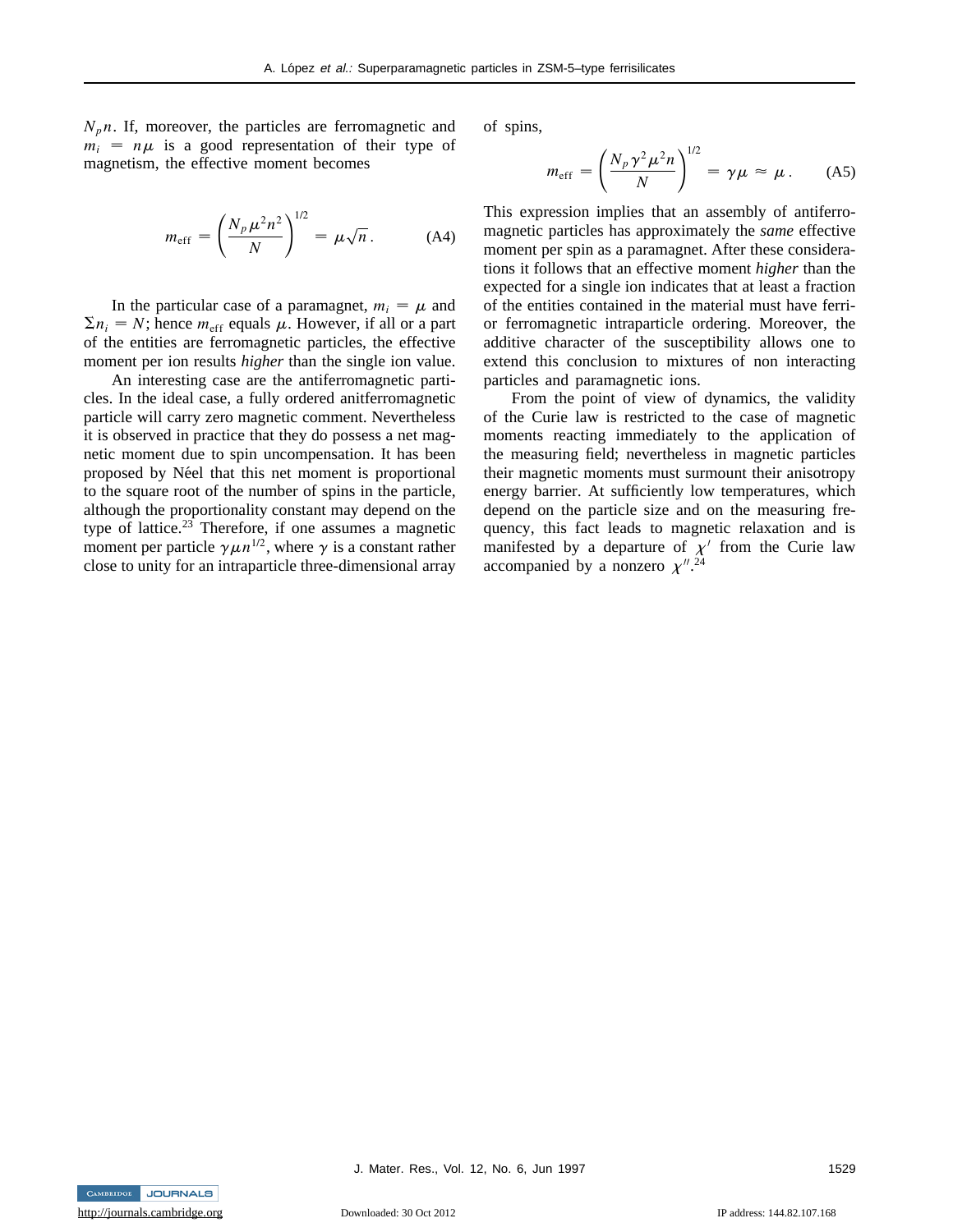$N_p n$. If, moreover, the particles are ferromagnetic and $m_i = n\mu$ is a good representation of their type of magnetism, the effective moment becomes

$$m_{\text{eff}} = \left(\frac{N_p \mu^2 n^2}{N}\right)^{1/2} = \mu\sqrt{n}\,. \tag{A4}$$

In the particular case of a paramagnet, $m_i = \mu$ and $\Sigma n_i = N$; hence $m_{\text{eff}}$ equals $\mu$. However, if all or a part of the entities are ferromagnetic particles, the effective moment per ion results *higher* than the single ion value.

An interesting case are the antiferromagnetic particles. In the ideal case, a fully ordered anitferromagnetic particle will carry zero magnetic comment. Nevertheless it is observed in practice that they do possess a net magnetic moment due to spin uncompensation. It has been proposed by Néel that this net moment is proportional to the square root of the number of spins in the particle, although the proportionality constant may depend on the type of lattice.[23] Therefore, if one assumes a magnetic moment per particle $\gamma\mu n^{1/2}$, where $\gamma$ is a constant rather close to unity for an intraparticle three-dimensional array of spins,

$$m_{\text{eff}} = \left(\frac{N_p \gamma^2 \mu^2 n}{N}\right)^{1/2} = \gamma\mu \approx \mu\,. \tag{A5}$$

This expression implies that an assembly of antiferromagnetic particles has approximately the *same* effective moment per spin as a paramagnet. After these considerations it follows that an effective moment *higher* than the expected for a single ion indicates that at least a fraction of the entities contained in the material must have ferri- or ferromagnetic intraparticle ordering. Moreover, the additive character of the susceptibility allows one to extend this conclusion to mixtures of non interacting particles and paramagnetic ions.

From the point of view of dynamics, the validity of the Curie law is restricted to the case of magnetic moments reacting immediately to the application of the measuring field; nevertheless in magnetic particles their magnetic moments must surmount their anisotropy energy barrier. At sufficiently low temperatures, which depend on the particle size and on the measuring frequency, this fact leads to magnetic relaxation and is manifested by a departure of $\chi'$ from the Curie law accompanied by a nonzero $\chi''$.[24]